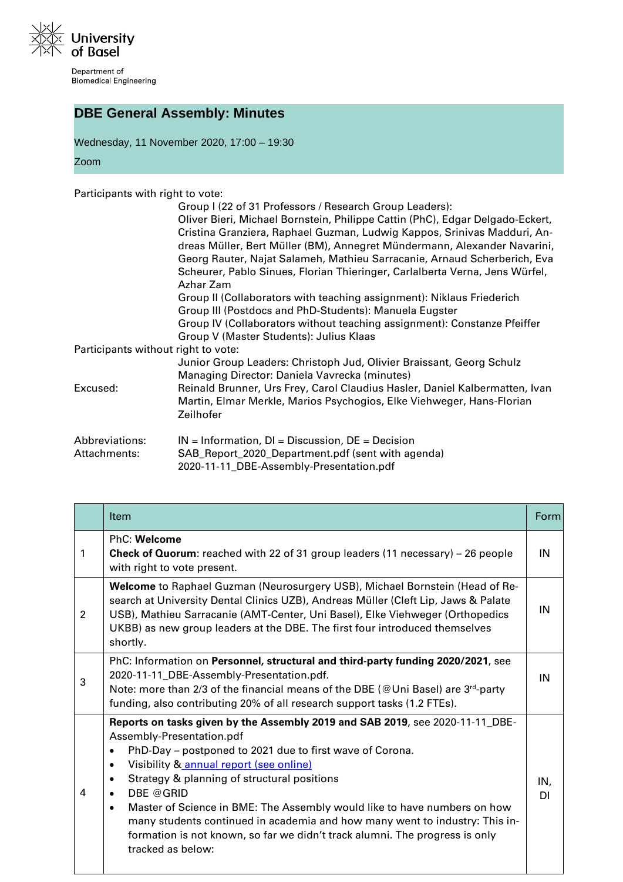University of Basel

Department of Biomedical Engineering

# DBE General Assembly: Minutes

Wednesday, 11 November 2020, 17:00 – 19:30

Zoom

Participants with right to vote:

Group I (22 of 31 Professors / Research Group Leaders): Oliver Bieri, Michael Bornstein, Philippe Cattin (PhC), Edgar Delgado-Eckert, Cristina Granziera, Raphael Guzman, Ludwig Kappos, Srinivas Madduri, Andreas Müller, Bert Müller (BM), Annegret Mündermann, Alexander Navarini, Georg Rauter, Najat Salameh, Mathieu Sarracanie, Arnaud Scherberich, Eva Scheurer, Pablo Sinues, Florian Thieringer, Carlalberta Verna, Jens Würfel, Azhar Zam

Group II (Collaborators with teaching assignment): Niklaus Friederich

Group III (Postdocs and PhD-Students): Manuela Eugster

Group IV (Collaborators without teaching assignment): Constanze Pfeiffer

Group V (Master Students): Julius Klaas

Participants without right to vote:

Junior Group Leaders: Christoph Jud, Olivier Braissant, Georg Schulz

Managing Director: Daniela Vavrecka (minutes)

Excused: Reinald Brunner, Urs Frey, Carol Claudius Hasler, Daniel Kalbermatten, Ivan Martin, Elmar Merkle, Marios Psychogios, Elke Viehweger, Hans-Florian Zeilhofer

Abbreviations: IN = Information, DI = Discussion, DE = Decision

Attachments: SAB_Report_2020_Department.pdf (sent with agenda)
2020-11-11_DBE-Assembly-Presentation.pdf

| | Item | Form |
|---|---|---|
| 1 | PhC: **Welcome**<br>**Check of Quorum**: reached with 22 of 31 group leaders (11 necessary) – 26 people with right to vote present. | IN |
| 2 | **Welcome** to Raphael Guzman (Neurosurgery USB), Michael Bornstein (Head of Research at University Dental Clinics UZB), Andreas Müller (Cleft Lip, Jaws & Palate USB), Mathieu Sarracanie (AMT-Center, Uni Basel), Elke Viehweger (Orthopedics UKBB) as new group leaders at the DBE. The first four introduced themselves shortly. | IN |
| 3 | PhC: Information on **Personnel, structural and third-party funding 2020/2021**, see 2020-11-11_DBE-Assembly-Presentation.pdf.<br>Note: more than 2/3 of the financial means of the DBE (@Uni Basel) are 3rd-party funding, also contributing 20% of all research support tasks (1.2 FTEs). | IN |
| 4 | **Reports on tasks given by the Assembly 2019 and SAB 2019**, see 2020-11-11_DBE-Assembly-Presentation.pdf<br>• PhD-Day – postponed to 2021 due to first wave of Corona.<br>• Visibility & annual report (see online)<br>• Strategy & planning of structural positions<br>• DBE @GRID<br>• Master of Science in BME: The Assembly would like to have numbers on how many students continued in academia and how many went to industry: This information is not known, so far we didn't track alumni. The progress is only tracked as below: | IN, DI |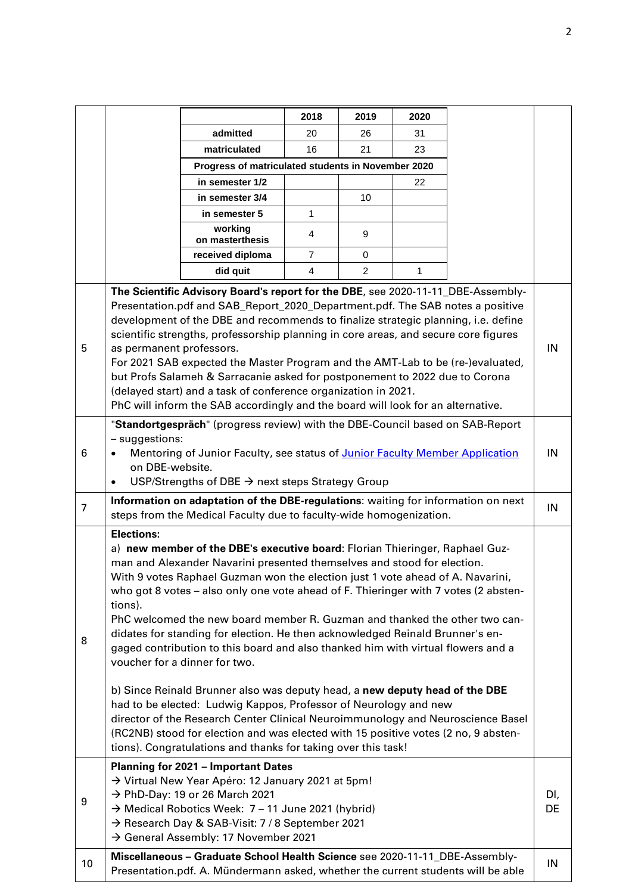| | | | | |
|---|---|---|---|---|
| | | 2018 | 2019 | 2020 |
| | admitted | 20 | 26 | 31 |
| | matriculated | 16 | 21 | 23 |
| | Progress of matriculated students in November 2020 | | | |
| | in semester 1/2 | | | 22 |
| | in semester 3/4 | | 10 | |
| | in semester 5 | 1 | | |
| | working on masterthesis | 4 | 9 | |
| | received diploma | 7 | 0 | |
| | did quit | 4 | 2 | 1 |

| No. | Item | |
|---|---|---|
| 5 | **The Scientific Advisory Board's report for the DBE**, see 2020-11-11_DBE-Assembly-Presentation.pdf and SAB_Report_2020_Department.pdf. The SAB notes a positive development of the DBE and recommends to finalize strategic planning, i.e. define scientific strengths, professorship planning in core areas, and secure core figures as permanent professors.<br>For 2021 SAB expected the Master Program and the AMT-Lab to be (re-)evaluated, but Profs Salameh & Sarracanie asked for postponement to 2022 due to Corona (delayed start) and a task of conference organization in 2021.<br>PhC will inform the SAB accordingly and the board will look for an alternative. | IN |
| 6 | "**Standortgespräch**" (progress review) with the DBE-Council based on SAB-Report – suggestions:<br>• Mentoring of Junior Faculty, see status of Junior Faculty Member Application on DBE-website.<br>• USP/Strengths of DBE → next steps Strategy Group | IN |
| 7 | **Information on adaptation of the DBE-regulations**: waiting for information on next steps from the Medical Faculty due to faculty-wide homogenization. | IN |
| 8 | **Elections:**<br>a) **new member of the DBE's executive board**: Florian Thieringer, Raphael Guzman and Alexander Navarini presented themselves and stood for election. With 9 votes Raphael Guzman won the election just 1 vote ahead of A. Navarini, who got 8 votes – also only one vote ahead of F. Thieringer with 7 votes (2 abstentions).<br>PhC welcomed the new board member R. Guzman and thanked the other two candidates for standing for election. He then acknowledged Reinald Brunner's engaged contribution to this board and also thanked him with virtual flowers and a voucher for a dinner for two.<br><br>b) Since Reinald Brunner also was deputy head, a **new deputy head of the DBE** had to be elected: Ludwig Kappos, Professor of Neurology and new director of the Research Center Clinical Neuroimmunology and Neuroscience Basel (RC2NB) stood for election and was elected with 15 positive votes (2 no, 9 abstentions). Congratulations and thanks for taking over this task! | |
| 9 | **Planning for 2021 – Important Dates**<br>→ Virtual New Year Apéro: 12 January 2021 at 5pm!<br>→ PhD-Day: 19 or 26 March 2021<br>→ Medical Robotics Week: 7 – 11 June 2021 (hybrid)<br>→ Research Day & SAB-Visit: 7 / 8 September 2021<br>→ General Assembly: 17 November 2021 | DI, DE |
| 10 | **Miscellaneous – Graduate School Health Science** see 2020-11-11_DBE-Assembly-Presentation.pdf. A. Mündermann asked, whether the current students will be able | IN |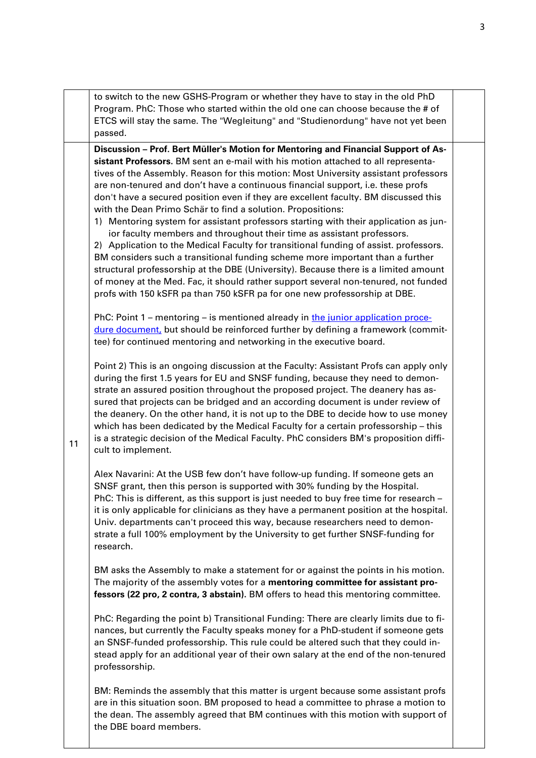| | | |
|---|---|---|
| | to switch to the new GSHS-Program or whether they have to stay in the old PhD Program. PhC: Those who started within the old one can choose because the # of ETCS will stay the same. The "Wegleitung" and "Studienordung" have not yet been passed. | |
| 11 | **Discussion – Prof. Bert Müller's Motion for Mentoring and Financial Support of Assistant Professors.** BM sent an e-mail with his motion attached to all representatives of the Assembly. Reason for this motion: Most University assistant professors are non-tenured and don't have a continuous financial support, i.e. these profs don't have a secured position even if they are excellent faculty. BM discussed this with the Dean Primo Schär to find a solution. Propositions:<br>1) Mentoring system for assistant professors starting with their application as junior faculty members and throughout their time as assistant professors.<br>2) Application to the Medical Faculty for transitional funding of assist. professors.<br>BM considers such a transitional funding scheme more important than a further structural professorship at the DBE (University). Because there is a limited amount of money at the Med. Fac, it should rather support several non-tenured, not funded profs with 150 kSFR pa than 750 kSFR pa for one new professorship at DBE.<br><br>PhC: Point 1 – mentoring – is mentioned already in the junior application procedure document, but should be reinforced further by defining a framework (committee) for continued mentoring and networking in the executive board.<br><br>Point 2) This is an ongoing discussion at the Faculty: Assistant Profs can apply only during the first 1.5 years for EU and SNSF funding, because they need to demonstrate an assured position throughout the proposed project. The deanery has assured that projects can be bridged and an according document is under review of the deanery. On the other hand, it is not up to the DBE to decide how to use money which has been dedicated by the Medical Faculty for a certain professorship – this is a strategic decision of the Medical Faculty. PhC considers BM's proposition difficult to implement.<br><br>Alex Navarini: At the USB few don't have follow-up funding. If someone gets an SNSF grant, then this person is supported with 30% funding by the Hospital.<br>PhC: This is different, as this support is just needed to buy free time for research – it is only applicable for clinicians as they have a permanent position at the hospital. Univ. departments can't proceed this way, because researchers need to demonstrate a full 100% employment by the University to get further SNSF-funding for research.<br><br>BM asks the Assembly to make a statement for or against the points in his motion. The majority of the assembly votes for a **mentoring committee for assistant professors (22 pro, 2 contra, 3 abstain).** BM offers to head this mentoring committee.<br><br>PhC: Regarding the point b) Transitional Funding: There are clearly limits due to finances, but currently the Faculty speaks money for a PhD-student if someone gets an SNSF-funded professorship. This rule could be altered such that they could instead apply for an additional year of their own salary at the end of the non-tenured professorship.<br><br>BM: Reminds the assembly that this matter is urgent because some assistant profs are in this situation soon. BM proposed to head a committee to phrase a motion to the dean. The assembly agreed that BM continues with this motion with support of the DBE board members. | |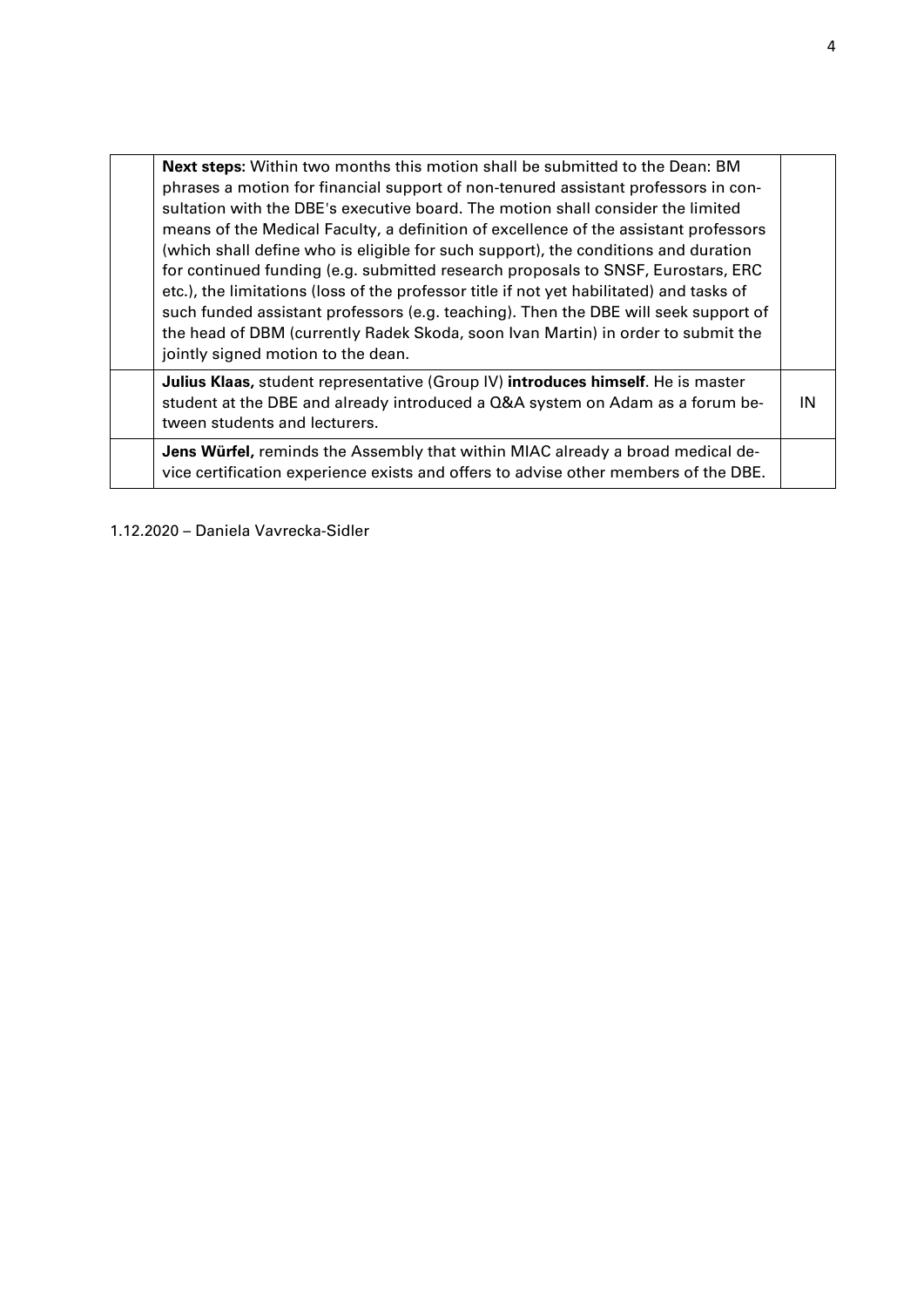| | | |
|---|---|---|
| | **Next steps:** Within two months this motion shall be submitted to the Dean: BM phrases a motion for financial support of non-tenured assistant professors in consultation with the DBE's executive board. The motion shall consider the limited means of the Medical Faculty, a definition of excellence of the assistant professors (which shall define who is eligible for such support), the conditions and duration for continued funding (e.g. submitted research proposals to SNSF, Eurostars, ERC etc.), the limitations (loss of the professor title if not yet habilitated) and tasks of such funded assistant professors (e.g. teaching). Then the DBE will seek support of the head of DBM (currently Radek Skoda, soon Ivan Martin) in order to submit the jointly signed motion to the dean. | |
| | **Julius Klaas,** student representative (Group IV) **introduces himself**. He is master student at the DBE and already introduced a Q&A system on Adam as a forum between students and lecturers. | IN |
| | **Jens Würfel,** reminds the Assembly that within MIAC already a broad medical device certification experience exists and offers to advise other members of the DBE. | |

1.12.2020 – Daniela Vavrecka-Sidler